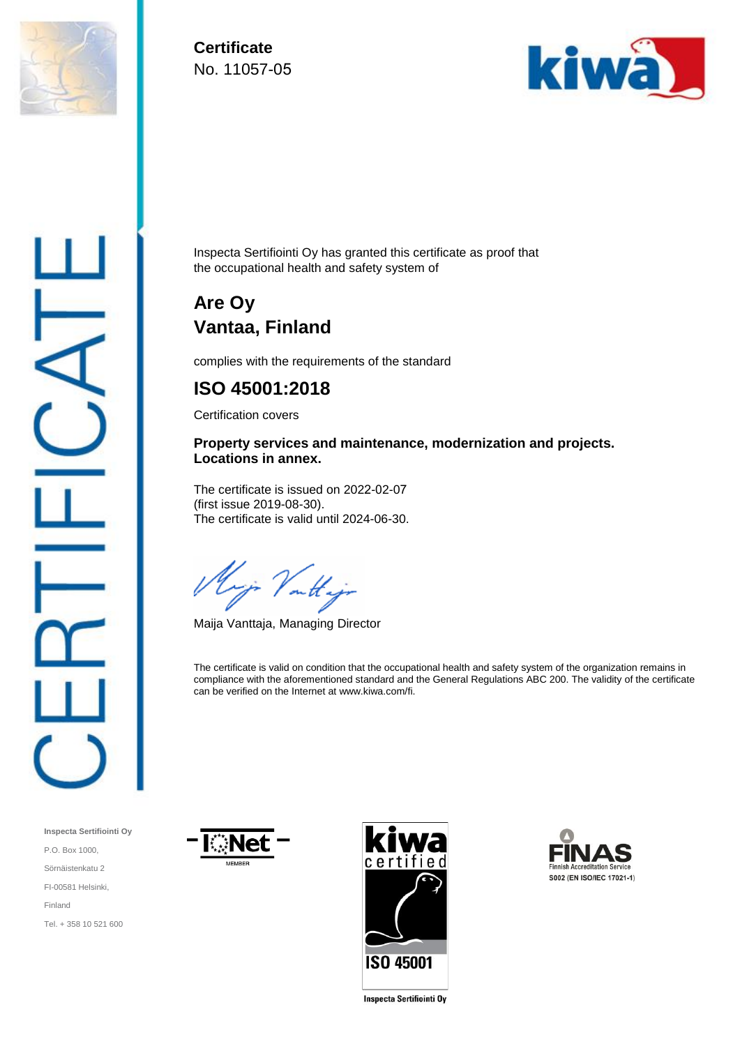**Certificate**
No. 11057-05

CERTIFICATE

Inspecta Sertifiointi Oy has granted this certificate as proof that the occupational health and safety system of

## Are Oy
## Vantaa, Finland

complies with the requirements of the standard

## ISO 45001:2018

Certification covers

**Property services and maintenance, modernization and projects.**
**Locations in annex.**

The certificate is issued on 2022-02-07
(first issue 2019-08-30).
The certificate is valid until 2024-06-30.

Maija Vanttaja, Managing Director

The certificate is valid on condition that the occupational health and safety system of the organization remains in compliance with the aforementioned standard and the General Regulations ABC 200. The validity of the certificate can be verified on the Internet at www.kiwa.com/fi.

**Inspecta Sertifiointi Oy**
P.O. Box 1000,
Sörnäistenkatu 2
FI-00581 Helsinki,
Finland
Tel. + 358 10 521 600

IQNet MEMBER

kiwa certified ISO 45001
Inspecta Sertifiointi Oy

FINAS Finnish Accreditation Service
S002 (EN ISO/IEC 17021-1)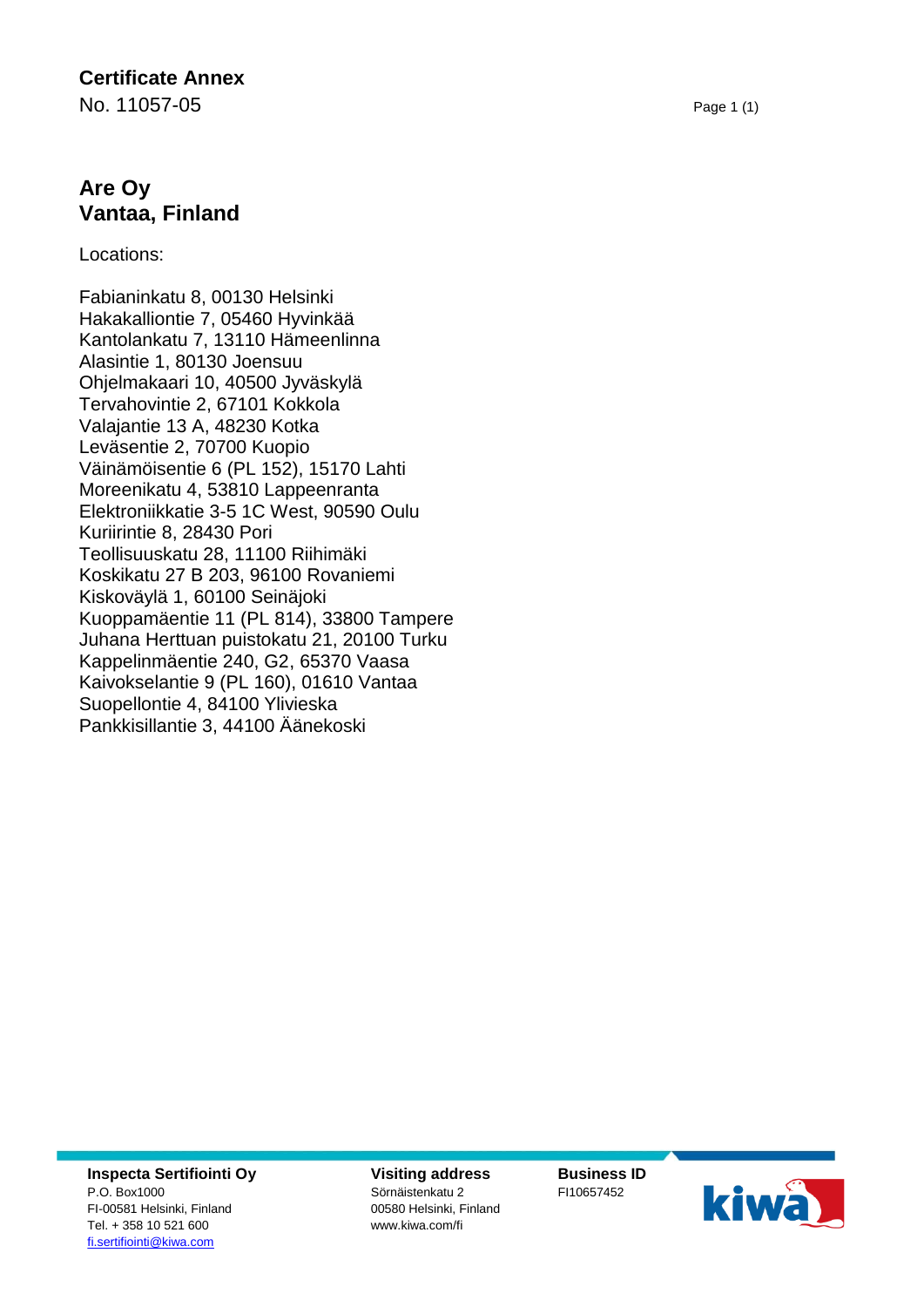**Certificate Annex**

No. 11057-05

## Are Oy
## Vantaa, Finland

Locations:

Fabianinkatu 8, 00130 Helsinki
Hakakalliontie 7, 05460 Hyvinkää
Kantolankatu 7, 13110 Hämeenlinna
Alasintie 1, 80130 Joensuu
Ohjelmakaari 10, 40500 Jyväskylä
Tervahovintie 2, 67101 Kokkola
Valajantie 13 A, 48230 Kotka
Leväsentie 2, 70700 Kuopio
Väinämöisentie 6 (PL 152), 15170 Lahti
Moreenikatu 4, 53810 Lappeenranta
Elektroniikkatie 3-5 1C West, 90590 Oulu
Kuriirintie 8, 28430 Pori
Teollisuuskatu 28, 11100 Riihimäki
Koskikatu 27 B 203, 96100 Rovaniemi
Kiskoväylä 1, 60100 Seinäjoki
Kuoppamäentie 11 (PL 814), 33800 Tampere
Juhana Herttuan puistokatu 21, 20100 Turku
Kappelinmäentie 240, G2, 65370 Vaasa
Kaivokselantie 9 (PL 160), 01610 Vantaa
Suopellontie 4, 84100 Ylivieska
Pankkisillantie 3, 44100 Äänekoski

**Inspecta Sertifiointi Oy**
P.O. Box1000
FI-00581 Helsinki, Finland
Tel. + 358 10 521 600
fi.sertifiointi@kiwa.com

**Visiting address**
Sörnäistenkatu 2
00580 Helsinki, Finland
www.kiwa.com/fi

**Business ID**
FI10657452